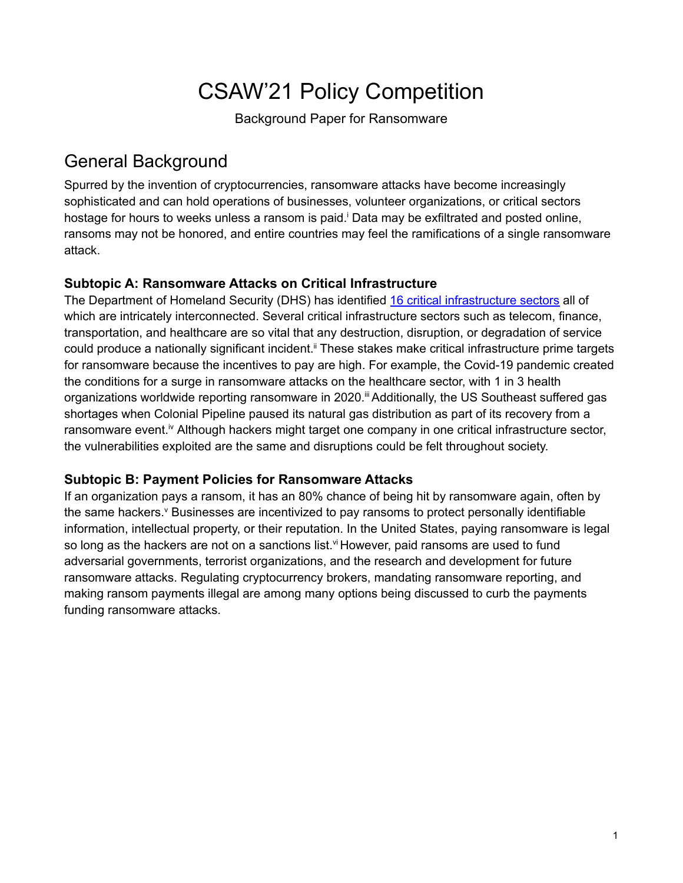# CSAW'21 Policy Competition

Background Paper for Ransomware

## General Background

Spurred by the invention of cryptocurrencies, ransomware attacks have become increasingly sophisticated and can hold operations of businesses, volunteer organizations, or critical sectors hostage for hours to weeks unless a ransom is paid.[i] Data may be exfiltrated and posted online, ransoms may not be honored, and entire countries may feel the ramifications of a single ransomware attack.

### Subtopic A: Ransomware Attacks on Critical Infrastructure

The Department of Homeland Security (DHS) has identified 16 critical infrastructure sectors all of which are intricately interconnected. Several critical infrastructure sectors such as telecom, finance, transportation, and healthcare are so vital that any destruction, disruption, or degradation of service could produce a nationally significant incident.[ii] These stakes make critical infrastructure prime targets for ransomware because the incentives to pay are high. For example, the Covid-19 pandemic created the conditions for a surge in ransomware attacks on the healthcare sector, with 1 in 3 health organizations worldwide reporting ransomware in 2020.[iii] Additionally, the US Southeast suffered gas shortages when Colonial Pipeline paused its natural gas distribution as part of its recovery from a ransomware event.[iv] Although hackers might target one company in one critical infrastructure sector, the vulnerabilities exploited are the same and disruptions could be felt throughout society.

### Subtopic B: Payment Policies for Ransomware Attacks

If an organization pays a ransom, it has an 80% chance of being hit by ransomware again, often by the same hackers.[v] Businesses are incentivized to pay ransoms to protect personally identifiable information, intellectual property, or their reputation. In the United States, paying ransomware is legal so long as the hackers are not on a sanctions list.[vi] However, paid ransoms are used to fund adversarial governments, terrorist organizations, and the research and development for future ransomware attacks. Regulating cryptocurrency brokers, mandating ransomware reporting, and making ransom payments illegal are among many options being discussed to curb the payments funding ransomware attacks.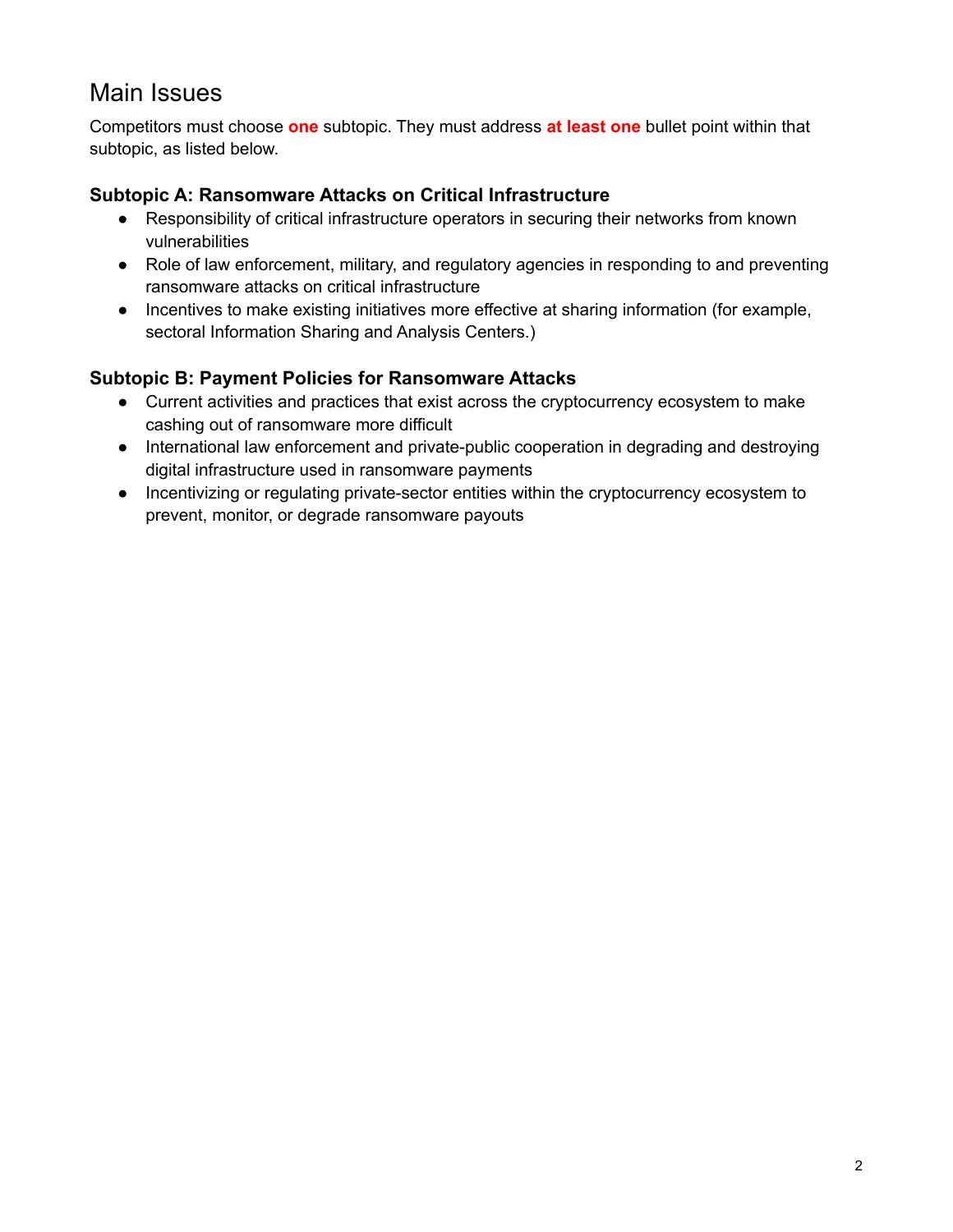## Main Issues

Competitors must choose **one** subtopic. They must address **at least one** bullet point within that subtopic, as listed below.

### Subtopic A: Ransomware Attacks on Critical Infrastructure

- Responsibility of critical infrastructure operators in securing their networks from known vulnerabilities
- Role of law enforcement, military, and regulatory agencies in responding to and preventing ransomware attacks on critical infrastructure
- Incentives to make existing initiatives more effective at sharing information (for example, sectoral Information Sharing and Analysis Centers.)

### Subtopic B: Payment Policies for Ransomware Attacks

- Current activities and practices that exist across the cryptocurrency ecosystem to make cashing out of ransomware more difficult
- International law enforcement and private-public cooperation in degrading and destroying digital infrastructure used in ransomware payments
- Incentivizing or regulating private-sector entities within the cryptocurrency ecosystem to prevent, monitor, or degrade ransomware payouts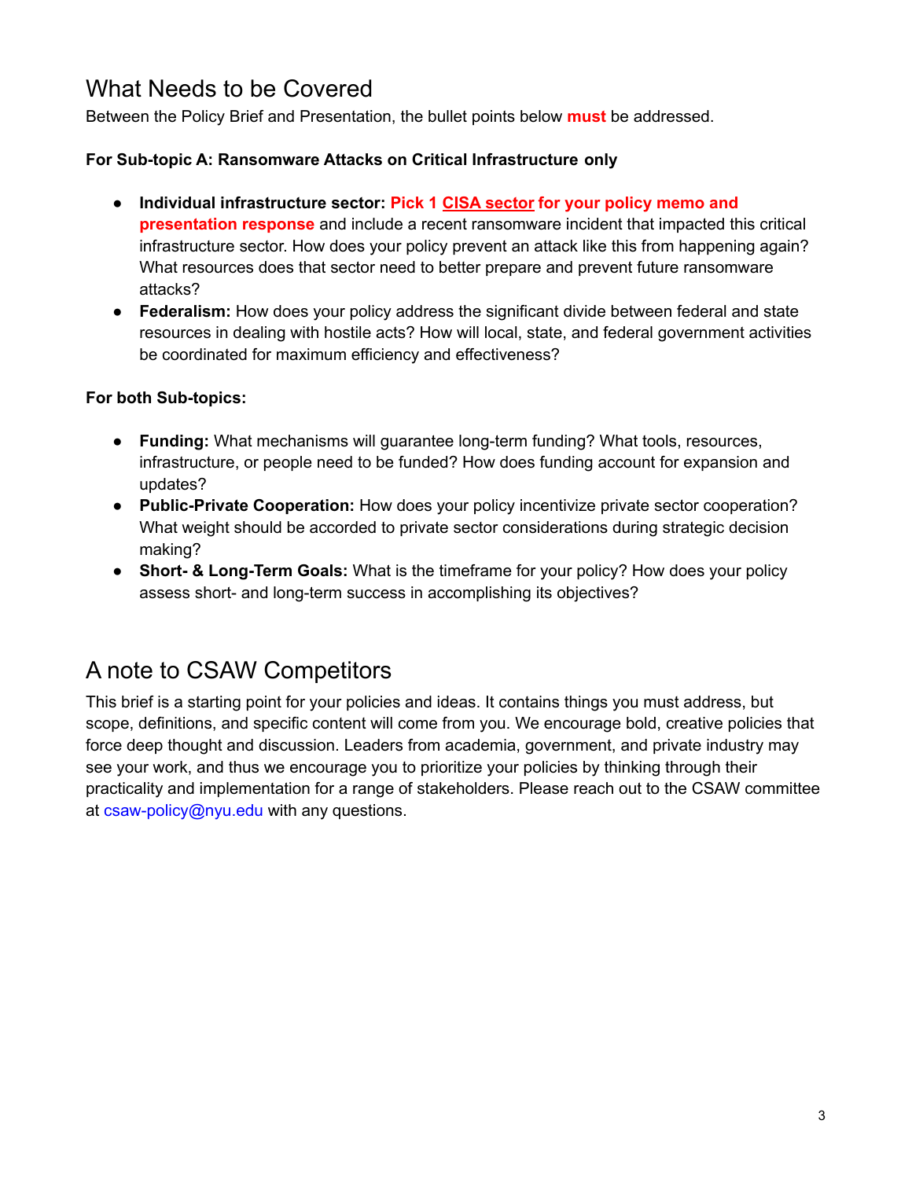## What Needs to be Covered

Between the Policy Brief and Presentation, the bullet points below **must** be addressed.

**For Sub-topic A: Ransomware Attacks on Critical Infrastructure only**

- **Individual infrastructure sector: Pick 1 CISA sector for your policy memo and presentation response** and include a recent ransomware incident that impacted this critical infrastructure sector. How does your policy prevent an attack like this from happening again? What resources does that sector need to better prepare and prevent future ransomware attacks?
- **Federalism:** How does your policy address the significant divide between federal and state resources in dealing with hostile acts? How will local, state, and federal government activities be coordinated for maximum efficiency and effectiveness?

**For both Sub-topics:**

- **Funding:** What mechanisms will guarantee long-term funding? What tools, resources, infrastructure, or people need to be funded? How does funding account for expansion and updates?
- **Public-Private Cooperation:** How does your policy incentivize private sector cooperation? What weight should be accorded to private sector considerations during strategic decision making?
- **Short- & Long-Term Goals:** What is the timeframe for your policy? How does your policy assess short- and long-term success in accomplishing its objectives?

## A note to CSAW Competitors

This brief is a starting point for your policies and ideas. It contains things you must address, but scope, definitions, and specific content will come from you. We encourage bold, creative policies that force deep thought and discussion. Leaders from academia, government, and private industry may see your work, and thus we encourage you to prioritize your policies by thinking through their practicality and implementation for a range of stakeholders. Please reach out to the CSAW committee at csaw-policy@nyu.edu with any questions.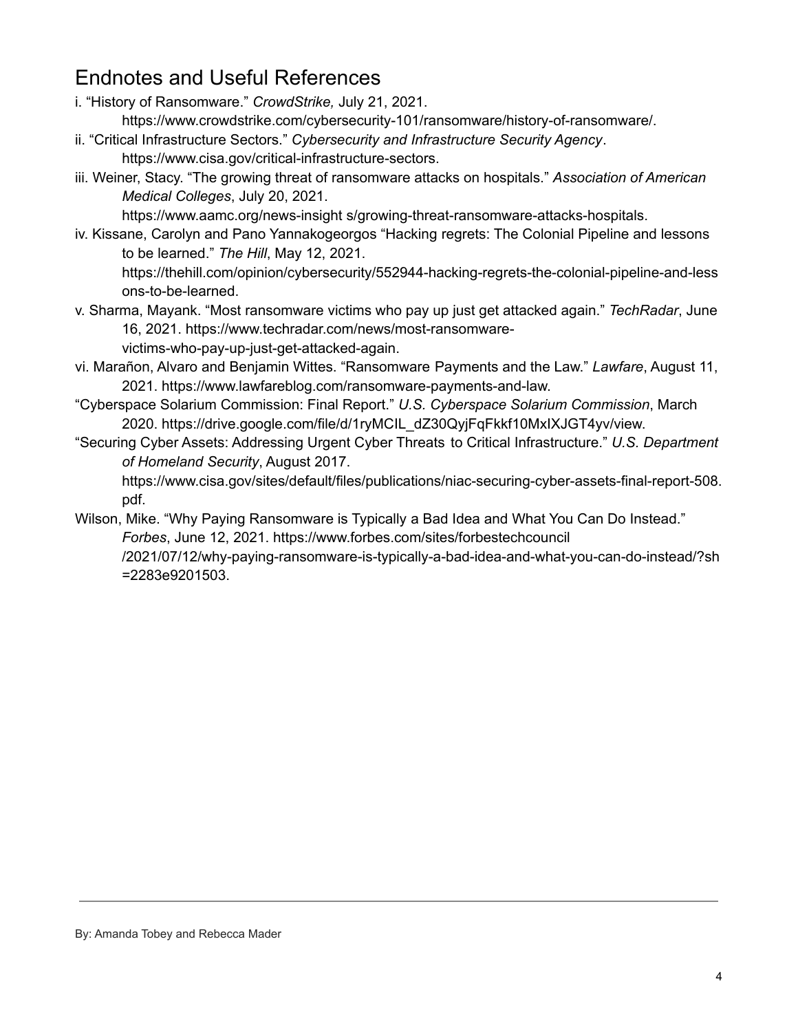## Endnotes and Useful References

i. "History of Ransomware." *CrowdStrike,* July 21, 2021. https://www.crowdstrike.com/cybersecurity-101/ransomware/history-of-ransomware/.

ii. "Critical Infrastructure Sectors." *Cybersecurity and Infrastructure Security Agency*. https://www.cisa.gov/critical-infrastructure-sectors.

iii. Weiner, Stacy. "The growing threat of ransomware attacks on hospitals." *Association of American Medical Colleges*, July 20, 2021. https://www.aamc.org/news-insight s/growing-threat-ransomware-attacks-hospitals.

iv. Kissane, Carolyn and Pano Yannakogeorgos "Hacking regrets: The Colonial Pipeline and lessons to be learned." *The Hill*, May 12, 2021. https://thehill.com/opinion/cybersecurity/552944-hacking-regrets-the-colonial-pipeline-and-lessons-to-be-learned.

v. Sharma, Mayank. "Most ransomware victims who pay up just get attacked again." *TechRadar*, June 16, 2021. https://www.techradar.com/news/most-ransomware-victims-who-pay-up-just-get-attacked-again.

vi. Marañon, Alvaro and Benjamin Wittes. "Ransomware Payments and the Law." *Lawfare*, August 11, 2021. https://www.lawfareblog.com/ransomware-payments-and-law.

"Cyberspace Solarium Commission: Final Report." *U.S. Cyberspace Solarium Commission*, March 2020. https://drive.google.com/file/d/1ryMCIL_dZ30QyjFqFkkf10MxIXJGT4yv/view.

"Securing Cyber Assets: Addressing Urgent Cyber Threats to Critical Infrastructure." *U.S. Department of Homeland Security*, August 2017. https://www.cisa.gov/sites/default/files/publications/niac-securing-cyber-assets-final-report-508.pdf.

Wilson, Mike. "Why Paying Ransomware is Typically a Bad Idea and What You Can Do Instead." *Forbes*, June 12, 2021. https://www.forbes.com/sites/forbestechcouncil/2021/07/12/why-paying-ransomware-is-typically-a-bad-idea-and-what-you-can-do-instead/?sh=2283e9201503.

---

By: Amanda Tobey and Rebecca Mader